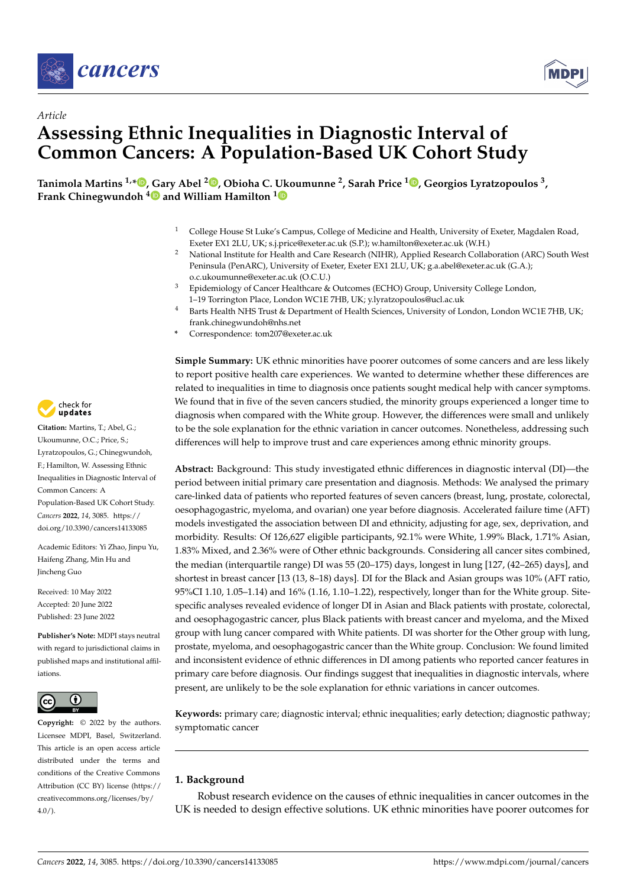Article

# Assessing Ethnic Inequalities in Diagnostic Interval of Common Cancers: A Population-Based UK Cohort Study

**Tanimola Martins [1,*], Gary Abel [2], Obioha C. Ukoumunne [2], Sarah Price [1], Georgios Lyratzopoulos [3], Frank Chinegwundoh [4] and William Hamilton [1]**

1. College House St Luke's Campus, College of Medicine and Health, University of Exeter, Magdalen Road, Exeter EX1 2LU, UK; s.j.price@exeter.ac.uk (S.P.); w.hamilton@exeter.ac.uk (W.H.)
2. National Institute for Health and Care Research (NIHR), Applied Research Collaboration (ARC) South West Peninsula (PenARC), University of Exeter, Exeter EX1 2LU, UK; g.a.abel@exeter.ac.uk (G.A.); o.c.ukoumunne@exeter.ac.uk (O.C.U.)
3. Epidemiology of Cancer Healthcare & Outcomes (ECHO) Group, University College London, 1–19 Torrington Place, London WC1E 7HB, UK; y.lyratzopoulos@ucl.ac.uk
4. Barts Health NHS Trust & Department of Health Sciences, University of London, London WC1E 7HB, UK; frank.chinegwundoh@nhs.net

\* Correspondence: tom207@exeter.ac.uk

**Citation:** Martins, T.; Abel, G.; Ukoumunne, O.C.; Price, S.; Lyratzopoulos, G.; Chinegwundoh, F.; Hamilton, W. Assessing Ethnic Inequalities in Diagnostic Interval of Common Cancers: A Population-Based UK Cohort Study. *Cancers* **2022**, *14*, 3085. https://doi.org/10.3390/cancers14133085

Academic Editors: Yi Zhao, Jinpu Yu, Haifeng Zhang, Min Hu and Jincheng Guo

Received: 10 May 2022
Accepted: 20 June 2022
Published: 23 June 2022

**Publisher's Note:** MDPI stays neutral with regard to jurisdictional claims in published maps and institutional affiliations.

**Copyright:** © 2022 by the authors. Licensee MDPI, Basel, Switzerland. This article is an open access article distributed under the terms and conditions of the Creative Commons Attribution (CC BY) license (https://creativecommons.org/licenses/by/4.0/).

**Simple Summary:** UK ethnic minorities have poorer outcomes of some cancers and are less likely to report positive health care experiences. We wanted to determine whether these differences are related to inequalities in time to diagnosis once patients sought medical help with cancer symptoms. We found that in five of the seven cancers studied, the minority groups experienced a longer time to diagnosis when compared with the White group. However, the differences were small and unlikely to be the sole explanation for the ethnic variation in cancer outcomes. Nonetheless, addressing such differences will help to improve trust and care experiences among ethnic minority groups.

**Abstract:** Background: This study investigated ethnic differences in diagnostic interval (DI)—the period between initial primary care presentation and diagnosis. Methods: We analysed the primary care-linked data of patients who reported features of seven cancers (breast, lung, prostate, colorectal, oesophagogastric, myeloma, and ovarian) one year before diagnosis. Accelerated failure time (AFT) models investigated the association between DI and ethnicity, adjusting for age, sex, deprivation, and morbidity. Results: Of 126,627 eligible participants, 92.1% were White, 1.99% Black, 1.71% Asian, 1.83% Mixed, and 2.36% were of Other ethnic backgrounds. Considering all cancer sites combined, the median (interquartile range) DI was 55 (20–175) days, longest in lung [127, (42–265) days], and shortest in breast cancer [13 (13, 8–18) days]. DI for the Black and Asian groups was 10% (AFT ratio, 95%CI 1.10, 1.05–1.14) and 16% (1.16, 1.10–1.22), respectively, longer than for the White group. Site-specific analyses revealed evidence of longer DI in Asian and Black patients with prostate, colorectal, and oesophagogastric cancer, plus Black patients with breast cancer and myeloma, and the Mixed group with lung cancer compared with White patients. DI was shorter for the Other group with lung, prostate, myeloma, and oesophagogastric cancer than the White group. Conclusion: We found limited and inconsistent evidence of ethnic differences in DI among patients who reported cancer features in primary care before diagnosis. Our findings suggest that inequalities in diagnostic intervals, where present, are unlikely to be the sole explanation for ethnic variations in cancer outcomes.

**Keywords:** primary care; diagnostic interval; ethnic inequalities; early detection; diagnostic pathway; symptomatic cancer

## 1. Background

Robust research evidence on the causes of ethnic inequalities in cancer outcomes in the UK is needed to design effective solutions. UK ethnic minorities have poorer outcomes for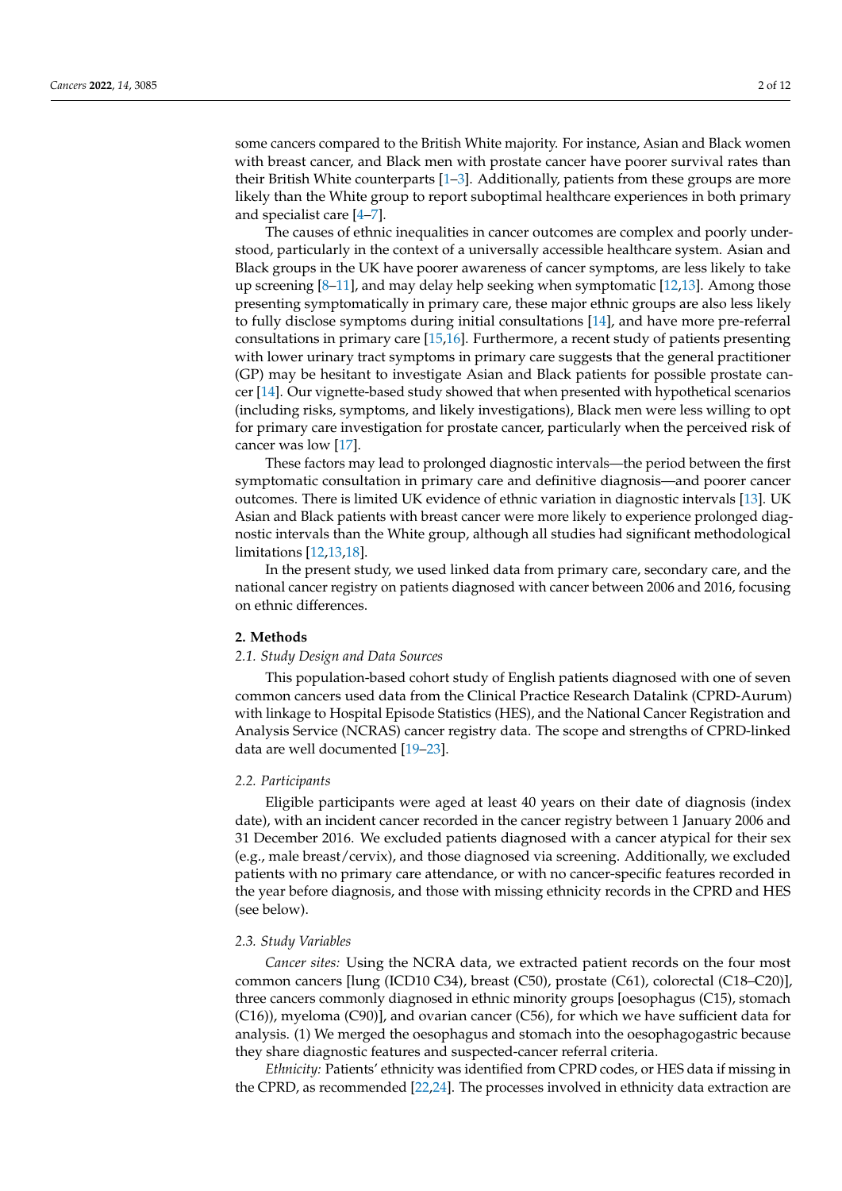some cancers compared to the British White majority. For instance, Asian and Black women with breast cancer, and Black men with prostate cancer have poorer survival rates than their British White counterparts [1–3]. Additionally, patients from these groups are more likely than the White group to report suboptimal healthcare experiences in both primary and specialist care [4–7].

The causes of ethnic inequalities in cancer outcomes are complex and poorly understood, particularly in the context of a universally accessible healthcare system. Asian and Black groups in the UK have poorer awareness of cancer symptoms, are less likely to take up screening [8–11], and may delay help seeking when symptomatic [12,13]. Among those presenting symptomatically in primary care, these major ethnic groups are also less likely to fully disclose symptoms during initial consultations [14], and have more pre-referral consultations in primary care [15,16]. Furthermore, a recent study of patients presenting with lower urinary tract symptoms in primary care suggests that the general practitioner (GP) may be hesitant to investigate Asian and Black patients for possible prostate cancer [14]. Our vignette-based study showed that when presented with hypothetical scenarios (including risks, symptoms, and likely investigations), Black men were less willing to opt for primary care investigation for prostate cancer, particularly when the perceived risk of cancer was low [17].

These factors may lead to prolonged diagnostic intervals—the period between the first symptomatic consultation in primary care and definitive diagnosis—and poorer cancer outcomes. There is limited UK evidence of ethnic variation in diagnostic intervals [13]. UK Asian and Black patients with breast cancer were more likely to experience prolonged diagnostic intervals than the White group, although all studies had significant methodological limitations [12,13,18].

In the present study, we used linked data from primary care, secondary care, and the national cancer registry on patients diagnosed with cancer between 2006 and 2016, focusing on ethnic differences.

## 2. Methods

### 2.1. Study Design and Data Sources

This population-based cohort study of English patients diagnosed with one of seven common cancers used data from the Clinical Practice Research Datalink (CPRD-Aurum) with linkage to Hospital Episode Statistics (HES), and the National Cancer Registration and Analysis Service (NCRAS) cancer registry data. The scope and strengths of CPRD-linked data are well documented [19–23].

### 2.2. Participants

Eligible participants were aged at least 40 years on their date of diagnosis (index date), with an incident cancer recorded in the cancer registry between 1 January 2006 and 31 December 2016. We excluded patients diagnosed with a cancer atypical for their sex (e.g., male breast/cervix), and those diagnosed via screening. Additionally, we excluded patients with no primary care attendance, or with no cancer-specific features recorded in the year before diagnosis, and those with missing ethnicity records in the CPRD and HES (see below).

### 2.3. Study Variables

*Cancer sites:* Using the NCRA data, we extracted patient records on the four most common cancers [lung (ICD10 C34), breast (C50), prostate (C61), colorectal (C18–C20)], three cancers commonly diagnosed in ethnic minority groups [oesophagus (C15), stomach (C16)), myeloma (C90)], and ovarian cancer (C56), for which we have sufficient data for analysis. (1) We merged the oesophagus and stomach into the oesophagogastric because they share diagnostic features and suspected-cancer referral criteria.

*Ethnicity:* Patients' ethnicity was identified from CPRD codes, or HES data if missing in the CPRD, as recommended [22,24]. The processes involved in ethnicity data extraction are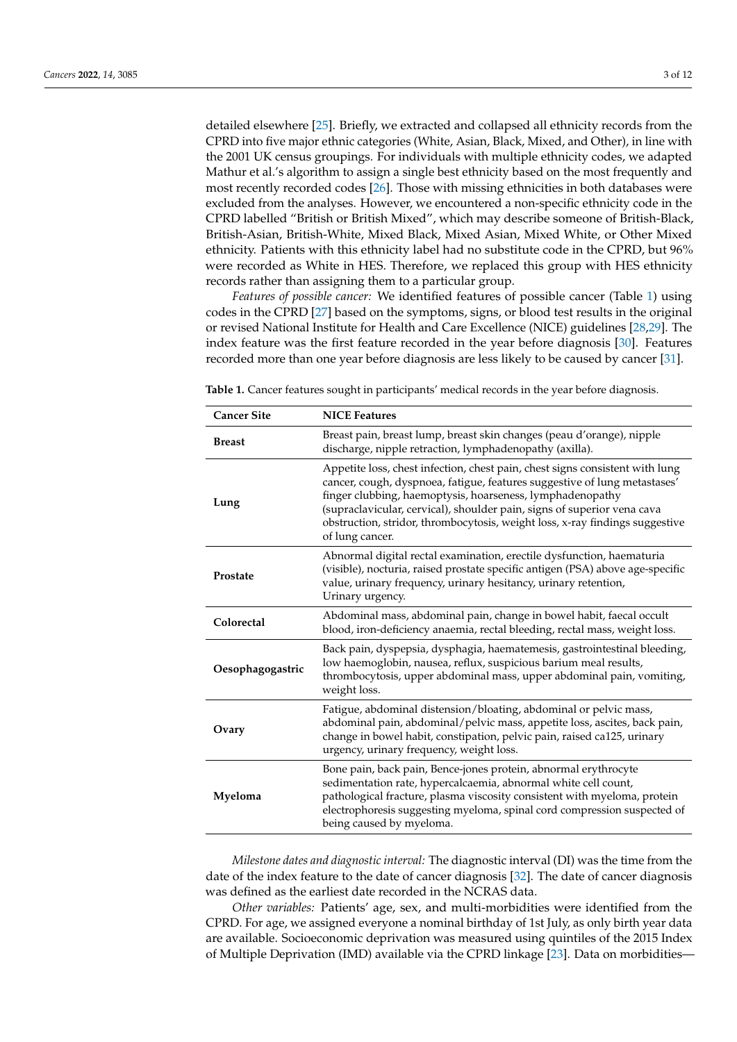detailed elsewhere [25]. Briefly, we extracted and collapsed all ethnicity records from the CPRD into five major ethnic categories (White, Asian, Black, Mixed, and Other), in line with the 2001 UK census groupings. For individuals with multiple ethnicity codes, we adapted Mathur et al.'s algorithm to assign a single best ethnicity based on the most frequently and most recently recorded codes [26]. Those with missing ethnicities in both databases were excluded from the analyses. However, we encountered a non-specific ethnicity code in the CPRD labelled "British or British Mixed", which may describe someone of British-Black, British-Asian, British-White, Mixed Black, Mixed Asian, Mixed White, or Other Mixed ethnicity. Patients with this ethnicity label had no substitute code in the CPRD, but 96% were recorded as White in HES. Therefore, we replaced this group with HES ethnicity records rather than assigning them to a particular group.

*Features of possible cancer:* We identified features of possible cancer (Table 1) using codes in the CPRD [27] based on the symptoms, signs, or blood test results in the original or revised National Institute for Health and Care Excellence (NICE) guidelines [28,29]. The index feature was the first feature recorded in the year before diagnosis [30]. Features recorded more than one year before diagnosis are less likely to be caused by cancer [31].

**Table 1.** Cancer features sought in participants' medical records in the year before diagnosis.

| Cancer Site | NICE Features |
|---|---|
| **Breast** | Breast pain, breast lump, breast skin changes (peau d'orange), nipple discharge, nipple retraction, lymphadenopathy (axilla). |
| **Lung** | Appetite loss, chest infection, chest pain, chest signs consistent with lung cancer, cough, dyspnoea, fatigue, features suggestive of lung metastases' finger clubbing, haemoptysis, hoarseness, lymphadenopathy (supraclavicular, cervical), shoulder pain, signs of superior vena cava obstruction, stridor, thrombocytosis, weight loss, x-ray findings suggestive of lung cancer. |
| **Prostate** | Abnormal digital rectal examination, erectile dysfunction, haematuria (visible), nocturia, raised prostate specific antigen (PSA) above age-specific value, urinary frequency, urinary hesitancy, urinary retention, Urinary urgency. |
| **Colorectal** | Abdominal mass, abdominal pain, change in bowel habit, faecal occult blood, iron-deficiency anaemia, rectal bleeding, rectal mass, weight loss. |
| **Oesophagogastric** | Back pain, dyspepsia, dysphagia, haematemesis, gastrointestinal bleeding, low haemoglobin, nausea, reflux, suspicious barium meal results, thrombocytosis, upper abdominal mass, upper abdominal pain, vomiting, weight loss. |
| **Ovary** | Fatigue, abdominal distension/bloating, abdominal or pelvic mass, abdominal pain, abdominal/pelvic mass, appetite loss, ascites, back pain, change in bowel habit, constipation, pelvic pain, raised ca125, urinary urgency, urinary frequency, weight loss. |
| **Myeloma** | Bone pain, back pain, Bence-jones protein, abnormal erythrocyte sedimentation rate, hypercalcaemia, abnormal white cell count, pathological fracture, plasma viscosity consistent with myeloma, protein electrophoresis suggesting myeloma, spinal cord compression suspected of being caused by myeloma. |

*Milestone dates and diagnostic interval:* The diagnostic interval (DI) was the time from the date of the index feature to the date of cancer diagnosis [32]. The date of cancer diagnosis was defined as the earliest date recorded in the NCRAS data.

*Other variables:* Patients' age, sex, and multi-morbidities were identified from the CPRD. For age, we assigned everyone a nominal birthday of 1st July, as only birth year data are available. Socioeconomic deprivation was measured using quintiles of the 2015 Index of Multiple Deprivation (IMD) available via the CPRD linkage [23]. Data on morbidities—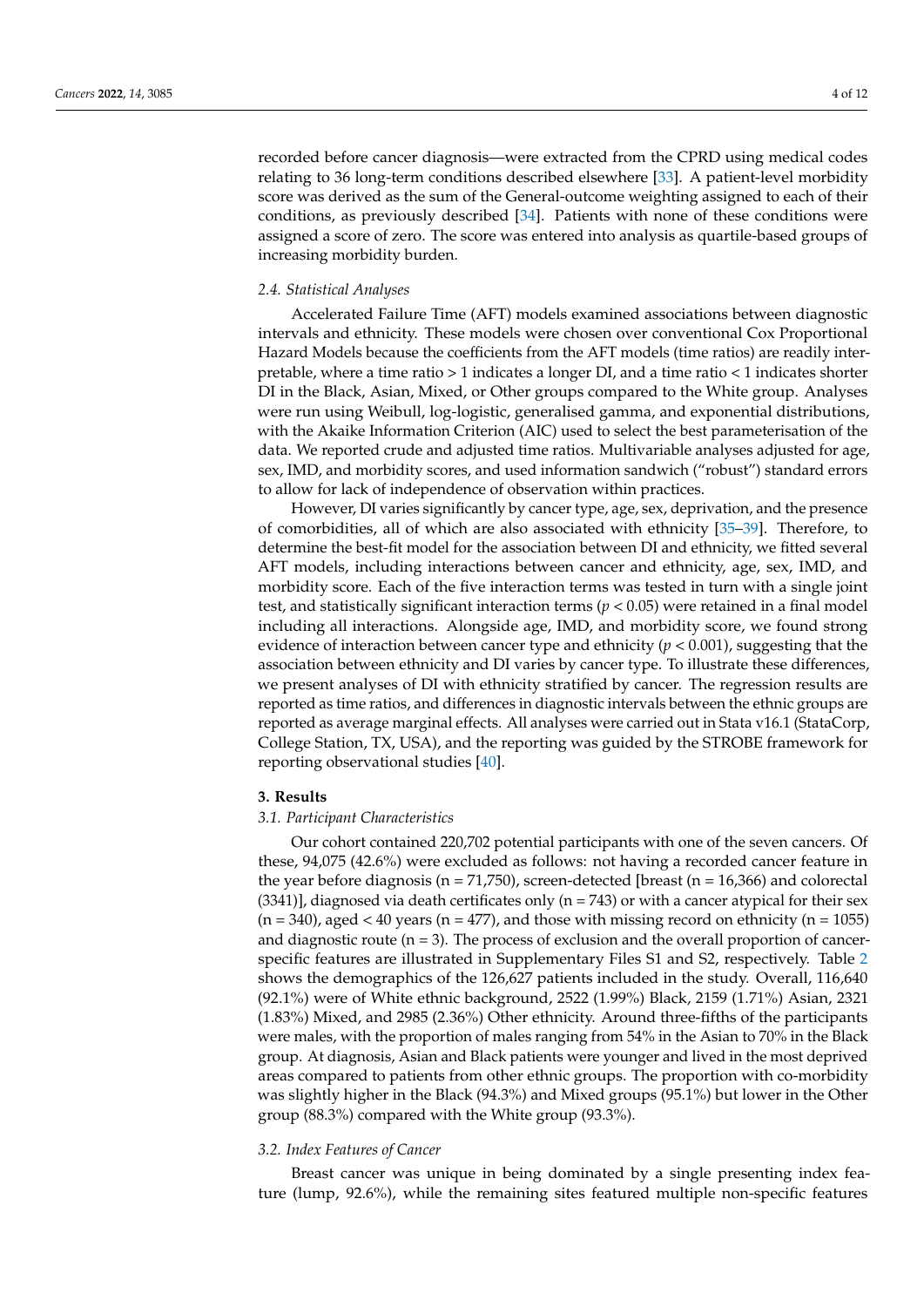recorded before cancer diagnosis—were extracted from the CPRD using medical codes relating to 36 long-term conditions described elsewhere [33]. A patient-level morbidity score was derived as the sum of the General-outcome weighting assigned to each of their conditions, as previously described [34]. Patients with none of these conditions were assigned a score of zero. The score was entered into analysis as quartile-based groups of increasing morbidity burden.

### 2.4. Statistical Analyses

Accelerated Failure Time (AFT) models examined associations between diagnostic intervals and ethnicity. These models were chosen over conventional Cox Proportional Hazard Models because the coefficients from the AFT models (time ratios) are readily interpretable, where a time ratio > 1 indicates a longer DI, and a time ratio < 1 indicates shorter DI in the Black, Asian, Mixed, or Other groups compared to the White group. Analyses were run using Weibull, log-logistic, generalised gamma, and exponential distributions, with the Akaike Information Criterion (AIC) used to select the best parameterisation of the data. We reported crude and adjusted time ratios. Multivariable analyses adjusted for age, sex, IMD, and morbidity scores, and used information sandwich ("robust") standard errors to allow for lack of independence of observation within practices.

However, DI varies significantly by cancer type, age, sex, deprivation, and the presence of comorbidities, all of which are also associated with ethnicity [35–39]. Therefore, to determine the best-fit model for the association between DI and ethnicity, we fitted several AFT models, including interactions between cancer and ethnicity, age, sex, IMD, and morbidity score. Each of the five interaction terms was tested in turn with a single joint test, and statistically significant interaction terms ($p < 0.05$) were retained in a final model including all interactions. Alongside age, IMD, and morbidity score, we found strong evidence of interaction between cancer type and ethnicity ($p < 0.001$), suggesting that the association between ethnicity and DI varies by cancer type. To illustrate these differences, we present analyses of DI with ethnicity stratified by cancer. The regression results are reported as time ratios, and differences in diagnostic intervals between the ethnic groups are reported as average marginal effects. All analyses were carried out in Stata v16.1 (StataCorp, College Station, TX, USA), and the reporting was guided by the STROBE framework for reporting observational studies [40].

## 3. Results

### 3.1. Participant Characteristics

Our cohort contained 220,702 potential participants with one of the seven cancers. Of these, 94,075 (42.6%) were excluded as follows: not having a recorded cancer feature in the year before diagnosis (n = 71,750), screen-detected [breast (n = 16,366) and colorectal (3341)], diagnosed via death certificates only (n = 743) or with a cancer atypical for their sex (n = 340), aged < 40 years (n = 477), and those with missing record on ethnicity (n = 1055) and diagnostic route (n = 3). The process of exclusion and the overall proportion of cancer-specific features are illustrated in Supplementary Files S1 and S2, respectively. Table 2 shows the demographics of the 126,627 patients included in the study. Overall, 116,640 (92.1%) were of White ethnic background, 2522 (1.99%) Black, 2159 (1.71%) Asian, 2321 (1.83%) Mixed, and 2985 (2.36%) Other ethnicity. Around three-fifths of the participants were males, with the proportion of males ranging from 54% in the Asian to 70% in the Black group. At diagnosis, Asian and Black patients were younger and lived in the most deprived areas compared to patients from other ethnic groups. The proportion with co-morbidity was slightly higher in the Black (94.3%) and Mixed groups (95.1%) but lower in the Other group (88.3%) compared with the White group (93.3%).

### 3.2. Index Features of Cancer

Breast cancer was unique in being dominated by a single presenting index feature (lump, 92.6%), while the remaining sites featured multiple non-specific features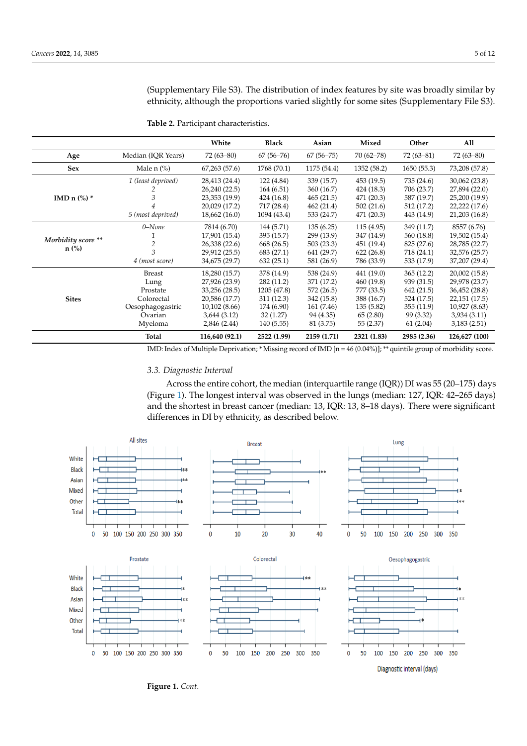(Supplementary File S3). The distribution of index features by site was broadly similar by ethnicity, although the proportions varied slightly for some sites (Supplementary File S3).

**Table 2.** Participant characteristics.

| | | White | Black | Asian | Mixed | Other | All |
|---|---|---|---|---|---|---|---|
| **Age** | Median (IQR Years) | 72 (63–80) | 67 (56–76) | 67 (56–75) | 70 (62–78) | 72 (63–81) | 72 (63–80) |
| **Sex** | Male n (%) | 67,263 (57.6) | 1768 (70.1) | 1175 (54.4) | 1352 (58.2) | 1650 (55.3) | 73,208 (57.8) |
| **IMD n (%) *** | *1 (least deprived)* | 28,413 (24.4) | 122 (4.84) | 339 (15.7) | 453 (19.5) | 735 (24.6) | 30,062 (23.8) |
| | 2 | 26,240 (22.5) | 164 (6.51) | 360 (16.7) | 424 (18.3) | 706 (23.7) | 27,894 (22.0) |
| | 3 | 23,353 (19.9) | 424 (16.8) | 465 (21.5) | 471 (20.3) | 587 (19.7) | 25,200 (19.9) |
| | 4 | 20,029 (17.2) | 717 (28.4) | 462 (21.4) | 502 (21.6) | 512 (17.2) | 22,222 (17.6) |
| | *5 (most deprived)* | 18,662 (16.0) | 1094 (43.4) | 533 (24.7) | 471 (20.3) | 443 (14.9) | 21,203 (16.8) |
| ***Morbidity score ***** **n (%)** | *0–None* | 7814 (6.70) | 144 (5.71) | 135 (6.25) | 115 (4.95) | 349 (11.7) | 8557 (6.76) |
| | 1 | 17,901 (15.4) | 395 (15.7) | 299 (13.9) | 347 (14.9) | 560 (18.8) | 19,502 (15.4) |
| | 2 | 26,338 (22.6) | 668 (26.5) | 503 (23.3) | 451 (19.4) | 825 (27.6) | 28,785 (22.7) |
| | 3 | 29,912 (25.5) | 683 (27.1) | 641 (29.7) | 622 (26.8) | 718 (24.1) | 32,576 (25.7) |
| | *4 (most score)* | 34,675 (29.7) | 632 (25.1) | 581 (26.9) | 786 (33.9) | 533 (17.9) | 37,207 (29.4) |
| **Sites** | Breast | 18,280 (15.7) | 378 (14.9) | 538 (24.9) | 441 (19.0) | 365 (12.2) | 20,002 (15.8) |
| | Lung | 27,926 (23.9) | 282 (11.2) | 371 (17.2) | 460 (19.8) | 939 (31.5) | 29,978 (23.7) |
| | Prostate | 33,256 (28.5) | 1205 (47.8) | 572 (26.5) | 777 (33.5) | 642 (21.5) | 36,452 (28.8) |
| | Colorectal | 20,586 (17.7) | 311 (12.3) | 342 (15.8) | 388 (16.7) | 524 (17.5) | 22,151 (17.5) |
| | Oesophagogastric | 10,102 (8.66) | 174 (6.90) | 161 (7.46) | 135 (5.82) | 355 (11.9) | 10,927 (8.63) |
| | Ovarian | 3,644 (3.12) | 32 (1.27) | 94 (4.35) | 65 (2.80) | 99 (3.32) | 3,934 (3.11) |
| | Myeloma | 2,846 (2.44) | 140 (5.55) | 81 (3.75) | 55 (2.37) | 61 (2.04) | 3,183 (2.51) |
| | **Total** | **116,640 (92.1)** | **2522 (1.99)** | **2159 (1.71)** | **2321 (1.83)** | **2985 (2.36)** | **126,627 (100)** |

IMD: Index of Multiple Deprivation; * Missing record of IMD [n = 46 (0.04%)]; ** quintile group of morbidity score.

### 3.3. Diagnostic Interval

Across the entire cohort, the median (interquartile range (IQR)) DI was 55 (20–175) days (Figure 1). The longest interval was observed in the lungs (median: 127, IQR: 42–265 days) and the shortest in breast cancer (median: 13, IQR: 13, 8–18 days). There were significant differences in DI by ethnicity, as described below.

**Figure 1.** *Cont.*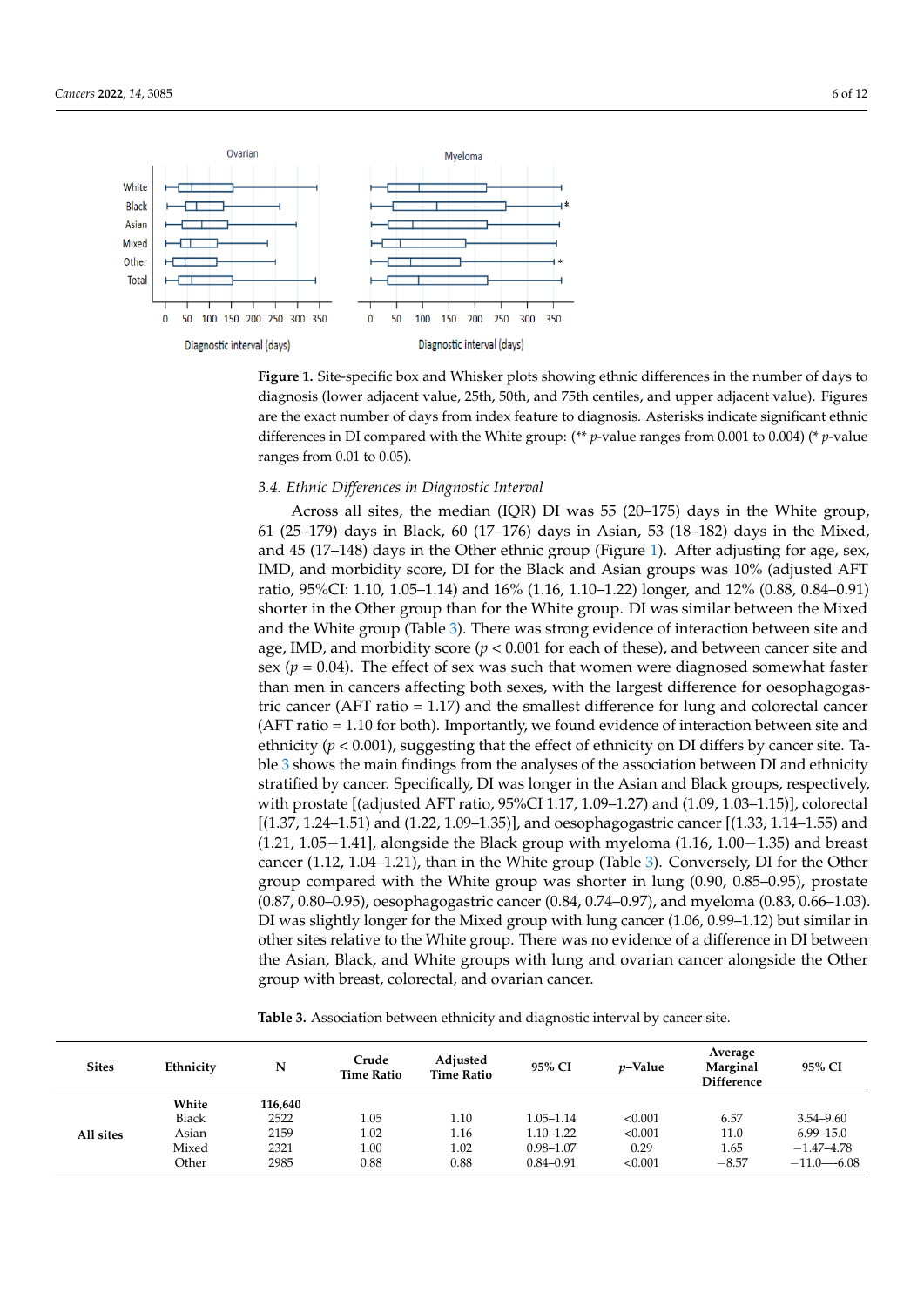**Figure 1.** Site-specific box and Whisker plots showing ethnic differences in the number of days to diagnosis (lower adjacent value, 25th, 50th, and 75th centiles, and upper adjacent value). Figures are the exact number of days from index feature to diagnosis. Asterisks indicate significant ethnic differences in DI compared with the White group: (** $p$-value ranges from 0.001 to 0.004) (* $p$-value ranges from 0.01 to 0.05).

### 3.4. Ethnic Differences in Diagnostic Interval

Across all sites, the median (IQR) DI was 55 (20–175) days in the White group, 61 (25–179) days in Black, 60 (17–176) days in Asian, 53 (18–182) days in the Mixed, and 45 (17–148) days in the Other ethnic group (Figure 1). After adjusting for age, sex, IMD, and morbidity score, DI for the Black and Asian groups was 10% (adjusted AFT ratio, 95%CI: 1.10, 1.05–1.14) and 16% (1.16, 1.10–1.22) longer, and 12% (0.88, 0.84–0.91) shorter in the Other group than for the White group. DI was similar between the Mixed and the White group (Table 3). There was strong evidence of interaction between site and age, IMD, and morbidity score ($p < 0.001$ for each of these), and between cancer site and sex ($p = 0.04$). The effect of sex was such that women were diagnosed somewhat faster than men in cancers affecting both sexes, with the largest difference for oesophagogastric cancer (AFT ratio = 1.17) and the smallest difference for lung and colorectal cancer (AFT ratio = 1.10 for both). Importantly, we found evidence of interaction between site and ethnicity ($p < 0.001$), suggesting that the effect of ethnicity on DI differs by cancer site. Table 3 shows the main findings from the analyses of the association between DI and ethnicity stratified by cancer. Specifically, DI was longer in the Asian and Black groups, respectively, with prostate [(adjusted AFT ratio, 95%CI 1.17, 1.09–1.27) and (1.09, 1.03–1.15)], colorectal [(1.37, 1.24–1.51) and (1.22, 1.09–1.35)], and oesophagogastric cancer [(1.33, 1.14–1.55) and (1.21, 1.05−1.41], alongside the Black group with myeloma (1.16, 1.00−1.35) and breast cancer (1.12, 1.04–1.21), than in the White group (Table 3). Conversely, DI for the Other group compared with the White group was shorter in lung (0.90, 0.85–0.95), prostate (0.87, 0.80–0.95), oesophagogastric cancer (0.84, 0.74–0.97), and myeloma (0.83, 0.66–1.03). DI was slightly longer for the Mixed group with lung cancer (1.06, 0.99–1.12) but similar in other sites relative to the White group. There was no evidence of a difference in DI between the Asian, Black, and White groups with lung and ovarian cancer alongside the Other group with breast, colorectal, and ovarian cancer.

**Table 3.** Association between ethnicity and diagnostic interval by cancer site.

| Sites | Ethnicity | N | Crude Time Ratio | Adjusted Time Ratio | 95% CI | $p$-Value | Average Marginal Difference | 95% CI |
|---|---|---|---|---|---|---|---|---|
| All sites | **White** | **116,640** | | | | | | |
| | Black | 2522 | 1.05 | 1.10 | 1.05–1.14 | <0.001 | 6.57 | 3.54–9.60 |
| | Asian | 2159 | 1.02 | 1.16 | 1.10–1.22 | <0.001 | 11.0 | 6.99–15.0 |
| | Mixed | 2321 | 1.00 | 1.02 | 0.98–1.07 | 0.29 | 1.65 | −1.47–4.78 |
| | Other | 2985 | 0.88 | 0.88 | 0.84–0.91 | <0.001 | −8.57 | −11.0–−6.08 |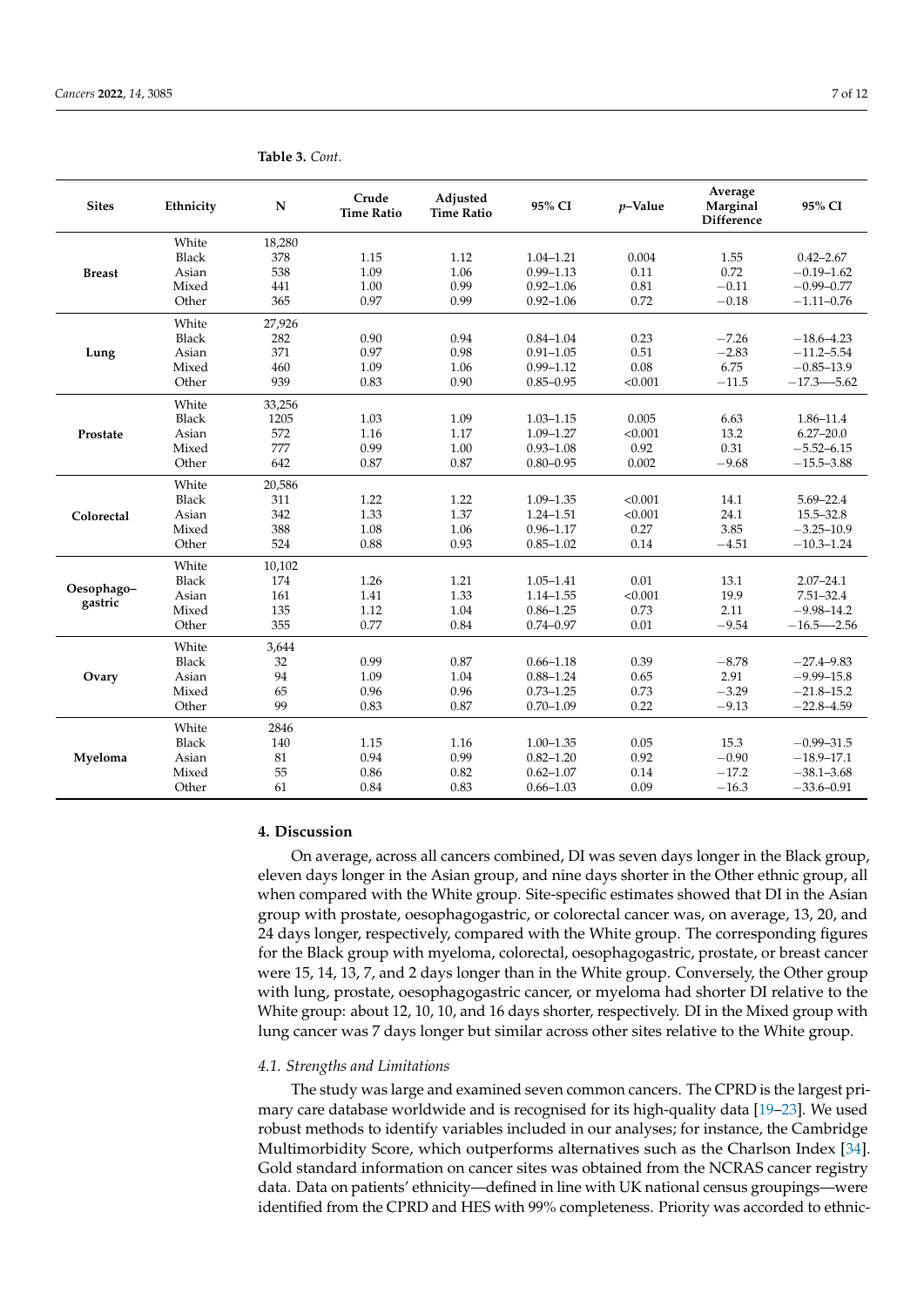**Table 3.** *Cont.*

| Sites | Ethnicity | N | Crude Time Ratio | Adjusted Time Ratio | 95% CI | $p$–Value | Average Marginal Difference | 95% CI |
|---|---|---|---|---|---|---|---|---|
| **Breast** | White | 18,280 | | | | | | |
| | Black | 378 | 1.15 | 1.12 | 1.04–1.21 | 0.004 | 1.55 | 0.42–2.67 |
| | Asian | 538 | 1.09 | 1.06 | 0.99–1.13 | 0.11 | 0.72 | −0.19–1.62 |
| | Mixed | 441 | 1.00 | 0.99 | 0.92–1.06 | 0.81 | −0.11 | −0.99–0.77 |
| | Other | 365 | 0.97 | 0.99 | 0.92–1.06 | 0.72 | −0.18 | −1.11–0.76 |
| **Lung** | White | 27,926 | | | | | | |
| | Black | 282 | 0.90 | 0.94 | 0.84–1.04 | 0.23 | −7.26 | −18.6–4.23 |
| | Asian | 371 | 0.97 | 0.98 | 0.91–1.05 | 0.51 | −2.83 | −11.2–5.54 |
| | Mixed | 460 | 1.09 | 1.06 | 0.99–1.12 | 0.08 | 6.75 | −0.85–13.9 |
| | Other | 939 | 0.83 | 0.90 | 0.85–0.95 | <0.001 | −11.5 | −17.3–−5.62 |
| **Prostate** | White | 33,256 | | | | | | |
| | Black | 1205 | 1.03 | 1.09 | 1.03–1.15 | 0.005 | 6.63 | 1.86–11.4 |
| | Asian | 572 | 1.16 | 1.17 | 1.09–1.27 | <0.001 | 13.2 | 6.27–20.0 |
| | Mixed | 777 | 0.99 | 1.00 | 0.93–1.08 | 0.92 | 0.31 | −5.52–6.15 |
| | Other | 642 | 0.87 | 0.87 | 0.80–0.95 | 0.002 | −9.68 | −15.5–3.88 |
| **Colorectal** | White | 20,586 | | | | | | |
| | Black | 311 | 1.22 | 1.22 | 1.09–1.35 | <0.001 | 14.1 | 5.69–22.4 |
| | Asian | 342 | 1.33 | 1.37 | 1.24–1.51 | <0.001 | 24.1 | 15.5–32.8 |
| | Mixed | 388 | 1.08 | 1.06 | 0.96–1.17 | 0.27 | 3.85 | −3.25–10.9 |
| | Other | 524 | 0.88 | 0.93 | 0.85–1.02 | 0.14 | −4.51 | −10.3–1.24 |
| **Oesophago–gastric** | White | 10,102 | | | | | | |
| | Black | 174 | 1.26 | 1.21 | 1.05–1.41 | 0.01 | 13.1 | 2.07–24.1 |
| | Asian | 161 | 1.41 | 1.33 | 1.14–1.55 | <0.001 | 19.9 | 7.51–32.4 |
| | Mixed | 135 | 1.12 | 1.04 | 0.86–1.25 | 0.73 | 2.11 | −9.98–14.2 |
| | Other | 355 | 0.77 | 0.84 | 0.74–0.97 | 0.01 | −9.54 | −16.5–−2.56 |
| **Ovary** | White | 3,644 | | | | | | |
| | Black | 32 | 0.99 | 0.87 | 0.66–1.18 | 0.39 | −8.78 | −27.4–9.83 |
| | Asian | 94 | 1.09 | 1.04 | 0.88–1.24 | 0.65 | 2.91 | −9.99–15.8 |
| | Mixed | 65 | 0.96 | 0.96 | 0.73–1.25 | 0.73 | −3.29 | −21.8–15.2 |
| | Other | 99 | 0.83 | 0.87 | 0.70–1.09 | 0.22 | −9.13 | −22.8–4.59 |
| **Myeloma** | White | 2846 | | | | | | |
| | Black | 140 | 1.15 | 1.16 | 1.00–1.35 | 0.05 | 15.3 | −0.99–31.5 |
| | Asian | 81 | 0.94 | 0.99 | 0.82–1.20 | 0.92 | −0.90 | −18.9–17.1 |
| | Mixed | 55 | 0.86 | 0.82 | 0.62–1.07 | 0.14 | −17.2 | −38.1–3.68 |
| | Other | 61 | 0.84 | 0.83 | 0.66–1.03 | 0.09 | −16.3 | −33.6–0.91 |

## 4. Discussion

On average, across all cancers combined, DI was seven days longer in the Black group, eleven days longer in the Asian group, and nine days shorter in the Other ethnic group, all when compared with the White group. Site-specific estimates showed that DI in the Asian group with prostate, oesophagogastric, or colorectal cancer was, on average, 13, 20, and 24 days longer, respectively, compared with the White group. The corresponding figures for the Black group with myeloma, colorectal, oesophagogastric, prostate, or breast cancer were 15, 14, 13, 7, and 2 days longer than in the White group. Conversely, the Other group with lung, prostate, oesophagogastric cancer, or myeloma had shorter DI relative to the White group: about 12, 10, 10, and 16 days shorter, respectively. DI in the Mixed group with lung cancer was 7 days longer but similar across other sites relative to the White group.

### 4.1. Strengths and Limitations

The study was large and examined seven common cancers. The CPRD is the largest primary care database worldwide and is recognised for its high-quality data [19–23]. We used robust methods to identify variables included in our analyses; for instance, the Cambridge Multimorbidity Score, which outperforms alternatives such as the Charlson Index [34]. Gold standard information on cancer sites was obtained from the NCRAS cancer registry data. Data on patients' ethnicity—defined in line with UK national census groupings—were identified from the CPRD and HES with 99% completeness. Priority was accorded to ethnic-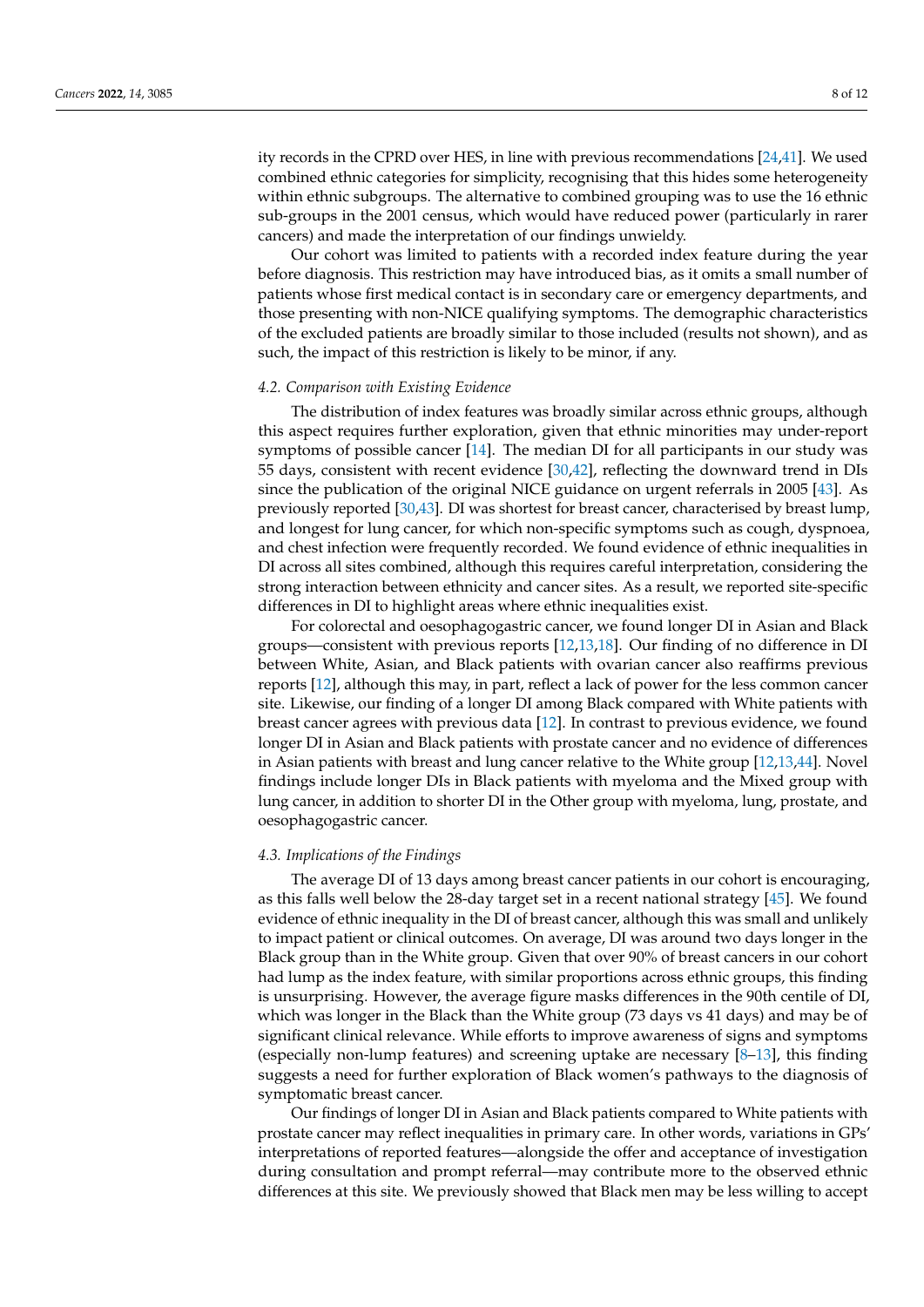ity records in the CPRD over HES, in line with previous recommendations [24,41]. We used combined ethnic categories for simplicity, recognising that this hides some heterogeneity within ethnic subgroups. The alternative to combined grouping was to use the 16 ethnic sub-groups in the 2001 census, which would have reduced power (particularly in rarer cancers) and made the interpretation of our findings unwieldy.

Our cohort was limited to patients with a recorded index feature during the year before diagnosis. This restriction may have introduced bias, as it omits a small number of patients whose first medical contact is in secondary care or emergency departments, and those presenting with non-NICE qualifying symptoms. The demographic characteristics of the excluded patients are broadly similar to those included (results not shown), and as such, the impact of this restriction is likely to be minor, if any.

### 4.2. Comparison with Existing Evidence

The distribution of index features was broadly similar across ethnic groups, although this aspect requires further exploration, given that ethnic minorities may under-report symptoms of possible cancer [14]. The median DI for all participants in our study was 55 days, consistent with recent evidence [30,42], reflecting the downward trend in DIs since the publication of the original NICE guidance on urgent referrals in 2005 [43]. As previously reported [30,43]. DI was shortest for breast cancer, characterised by breast lump, and longest for lung cancer, for which non-specific symptoms such as cough, dyspnoea, and chest infection were frequently recorded. We found evidence of ethnic inequalities in DI across all sites combined, although this requires careful interpretation, considering the strong interaction between ethnicity and cancer sites. As a result, we reported site-specific differences in DI to highlight areas where ethnic inequalities exist.

For colorectal and oesophagogastric cancer, we found longer DI in Asian and Black groups—consistent with previous reports [12,13,18]. Our finding of no difference in DI between White, Asian, and Black patients with ovarian cancer also reaffirms previous reports [12], although this may, in part, reflect a lack of power for the less common cancer site. Likewise, our finding of a longer DI among Black compared with White patients with breast cancer agrees with previous data [12]. In contrast to previous evidence, we found longer DI in Asian and Black patients with prostate cancer and no evidence of differences in Asian patients with breast and lung cancer relative to the White group [12,13,44]. Novel findings include longer DIs in Black patients with myeloma and the Mixed group with lung cancer, in addition to shorter DI in the Other group with myeloma, lung, prostate, and oesophagogastric cancer.

### 4.3. Implications of the Findings

The average DI of 13 days among breast cancer patients in our cohort is encouraging, as this falls well below the 28-day target set in a recent national strategy [45]. We found evidence of ethnic inequality in the DI of breast cancer, although this was small and unlikely to impact patient or clinical outcomes. On average, DI was around two days longer in the Black group than in the White group. Given that over 90% of breast cancers in our cohort had lump as the index feature, with similar proportions across ethnic groups, this finding is unsurprising. However, the average figure masks differences in the 90th centile of DI, which was longer in the Black than the White group (73 days vs 41 days) and may be of significant clinical relevance. While efforts to improve awareness of signs and symptoms (especially non-lump features) and screening uptake are necessary [8–13], this finding suggests a need for further exploration of Black women's pathways to the diagnosis of symptomatic breast cancer.

Our findings of longer DI in Asian and Black patients compared to White patients with prostate cancer may reflect inequalities in primary care. In other words, variations in GPs' interpretations of reported features—alongside the offer and acceptance of investigation during consultation and prompt referral—may contribute more to the observed ethnic differences at this site. We previously showed that Black men may be less willing to accept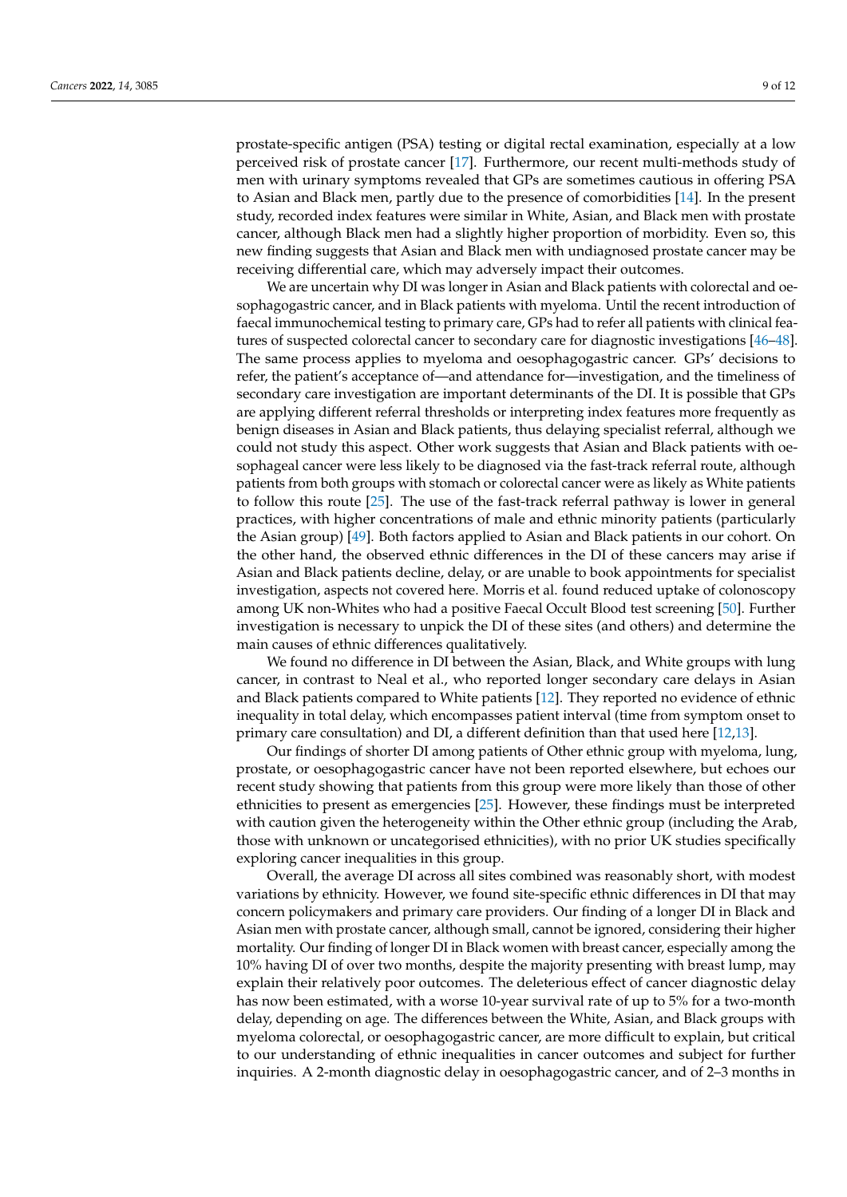prostate-specific antigen (PSA) testing or digital rectal examination, especially at a low perceived risk of prostate cancer [17]. Furthermore, our recent multi-methods study of men with urinary symptoms revealed that GPs are sometimes cautious in offering PSA to Asian and Black men, partly due to the presence of comorbidities [14]. In the present study, recorded index features were similar in White, Asian, and Black men with prostate cancer, although Black men had a slightly higher proportion of morbidity. Even so, this new finding suggests that Asian and Black men with undiagnosed prostate cancer may be receiving differential care, which may adversely impact their outcomes.

We are uncertain why DI was longer in Asian and Black patients with colorectal and oesophagogastric cancer, and in Black patients with myeloma. Until the recent introduction of faecal immunochemical testing to primary care, GPs had to refer all patients with clinical features of suspected colorectal cancer to secondary care for diagnostic investigations [46–48]. The same process applies to myeloma and oesophagogastric cancer. GPs' decisions to refer, the patient's acceptance of—and attendance for—investigation, and the timeliness of secondary care investigation are important determinants of the DI. It is possible that GPs are applying different referral thresholds or interpreting index features more frequently as benign diseases in Asian and Black patients, thus delaying specialist referral, although we could not study this aspect. Other work suggests that Asian and Black patients with oesophageal cancer were less likely to be diagnosed via the fast-track referral route, although patients from both groups with stomach or colorectal cancer were as likely as White patients to follow this route [25]. The use of the fast-track referral pathway is lower in general practices, with higher concentrations of male and ethnic minority patients (particularly the Asian group) [49]. Both factors applied to Asian and Black patients in our cohort. On the other hand, the observed ethnic differences in the DI of these cancers may arise if Asian and Black patients decline, delay, or are unable to book appointments for specialist investigation, aspects not covered here. Morris et al. found reduced uptake of colonoscopy among UK non-Whites who had a positive Faecal Occult Blood test screening [50]. Further investigation is necessary to unpick the DI of these sites (and others) and determine the main causes of ethnic differences qualitatively.

We found no difference in DI between the Asian, Black, and White groups with lung cancer, in contrast to Neal et al., who reported longer secondary care delays in Asian and Black patients compared to White patients [12]. They reported no evidence of ethnic inequality in total delay, which encompasses patient interval (time from symptom onset to primary care consultation) and DI, a different definition than that used here [12,13].

Our findings of shorter DI among patients of Other ethnic group with myeloma, lung, prostate, or oesophagogastric cancer have not been reported elsewhere, but echoes our recent study showing that patients from this group were more likely than those of other ethnicities to present as emergencies [25]. However, these findings must be interpreted with caution given the heterogeneity within the Other ethnic group (including the Arab, those with unknown or uncategorised ethnicities), with no prior UK studies specifically exploring cancer inequalities in this group.

Overall, the average DI across all sites combined was reasonably short, with modest variations by ethnicity. However, we found site-specific ethnic differences in DI that may concern policymakers and primary care providers. Our finding of a longer DI in Black and Asian men with prostate cancer, although small, cannot be ignored, considering their higher mortality. Our finding of longer DI in Black women with breast cancer, especially among the 10% having DI of over two months, despite the majority presenting with breast lump, may explain their relatively poor outcomes. The deleterious effect of cancer diagnostic delay has now been estimated, with a worse 10-year survival rate of up to 5% for a two-month delay, depending on age. The differences between the White, Asian, and Black groups with myeloma colorectal, or oesophagogastric cancer, are more difficult to explain, but critical to our understanding of ethnic inequalities in cancer outcomes and subject for further inquiries. A 2-month diagnostic delay in oesophagogastric cancer, and of 2–3 months in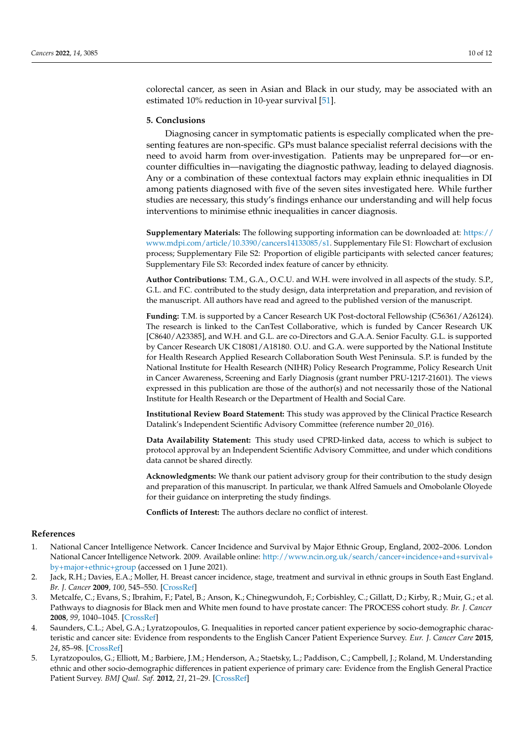colorectal cancer, as seen in Asian and Black in our study, may be associated with an estimated 10% reduction in 10-year survival [51].

## 5. Conclusions

Diagnosing cancer in symptomatic patients is especially complicated when the presenting features are non-specific. GPs must balance specialist referral decisions with the need to avoid harm from over-investigation. Patients may be unprepared for—or encounter difficulties in—navigating the diagnostic pathway, leading to delayed diagnosis. Any or a combination of these contextual factors may explain ethnic inequalities in DI among patients diagnosed with five of the seven sites investigated here. While further studies are necessary, this study's findings enhance our understanding and will help focus interventions to minimise ethnic inequalities in cancer diagnosis.

**Supplementary Materials:** The following supporting information can be downloaded at: https://www.mdpi.com/article/10.3390/cancers14133085/s1. Supplementary File S1: Flowchart of exclusion process; Supplementary File S2: Proportion of eligible participants with selected cancer features; Supplementary File S3: Recorded index feature of cancer by ethnicity.

**Author Contributions:** T.M., G.A., O.C.U. and W.H. were involved in all aspects of the study. S.P., G.L. and F.C. contributed to the study design, data interpretation and preparation, and revision of the manuscript. All authors have read and agreed to the published version of the manuscript.

**Funding:** T.M. is supported by a Cancer Research UK Post-doctoral Fellowship (C56361/A26124). The research is linked to the CanTest Collaborative, which is funded by Cancer Research UK [C8640/A23385], and W.H. and G.L. are co-Directors and G.A.A. Senior Faculty. G.L. is supported by Cancer Research UK C18081/A18180. O.U. and G.A. were supported by the National Institute for Health Research Applied Research Collaboration South West Peninsula. S.P. is funded by the National Institute for Health Research (NIHR) Policy Research Programme, Policy Research Unit in Cancer Awareness, Screening and Early Diagnosis (grant number PRU-1217-21601). The views expressed in this publication are those of the author(s) and not necessarily those of the National Institute for Health Research or the Department of Health and Social Care.

**Institutional Review Board Statement:** This study was approved by the Clinical Practice Research Datalink's Independent Scientific Advisory Committee (reference number 20_016).

**Data Availability Statement:** This study used CPRD-linked data, access to which is subject to protocol approval by an Independent Scientific Advisory Committee, and under which conditions data cannot be shared directly.

**Acknowledgments:** We thank our patient advisory group for their contribution to the study design and preparation of this manuscript. In particular, we thank Alfred Samuels and Omobolanle Oloyede for their guidance on interpreting the study findings.

**Conflicts of Interest:** The authors declare no conflict of interest.

## References

1. National Cancer Intelligence Network. Cancer Incidence and Survival by Major Ethnic Group, England, 2002–2006. London National Cancer Intelligence Network. 2009. Available online: http://www.ncin.org.uk/search/cancer+incidence+and+survival+by+major+ethnic+group (accessed on 1 June 2021).
2. Jack, R.H.; Davies, E.A.; Moller, H. Breast cancer incidence, stage, treatment and survival in ethnic groups in South East England. *Br. J. Cancer* **2009**, *100*, 545–550. [CrossRef]
3. Metcalfe, C.; Evans, S.; Ibrahim, F.; Patel, B.; Anson, K.; Chinegwundoh, F.; Corbishley, C.; Gillatt, D.; Kirby, R.; Muir, G.; et al. Pathways to diagnosis for Black men and White men found to have prostate cancer: The PROCESS cohort study. *Br. J. Cancer* **2008**, *99*, 1040–1045. [CrossRef]
4. Saunders, C.L.; Abel, G.A.; Lyratzopoulos, G. Inequalities in reported cancer patient experience by socio-demographic characteristic and cancer site: Evidence from respondents to the English Cancer Patient Experience Survey. *Eur. J. Cancer Care* **2015**, *24*, 85–98. [CrossRef]
5. Lyratzopoulos, G.; Elliott, M.; Barbiere, J.M.; Henderson, A.; Staetsky, L.; Paddison, C.; Campbell, J.; Roland, M. Understanding ethnic and other socio-demographic differences in patient experience of primary care: Evidence from the English General Practice Patient Survey. *BMJ Qual. Saf.* **2012**, *21*, 21–29. [CrossRef]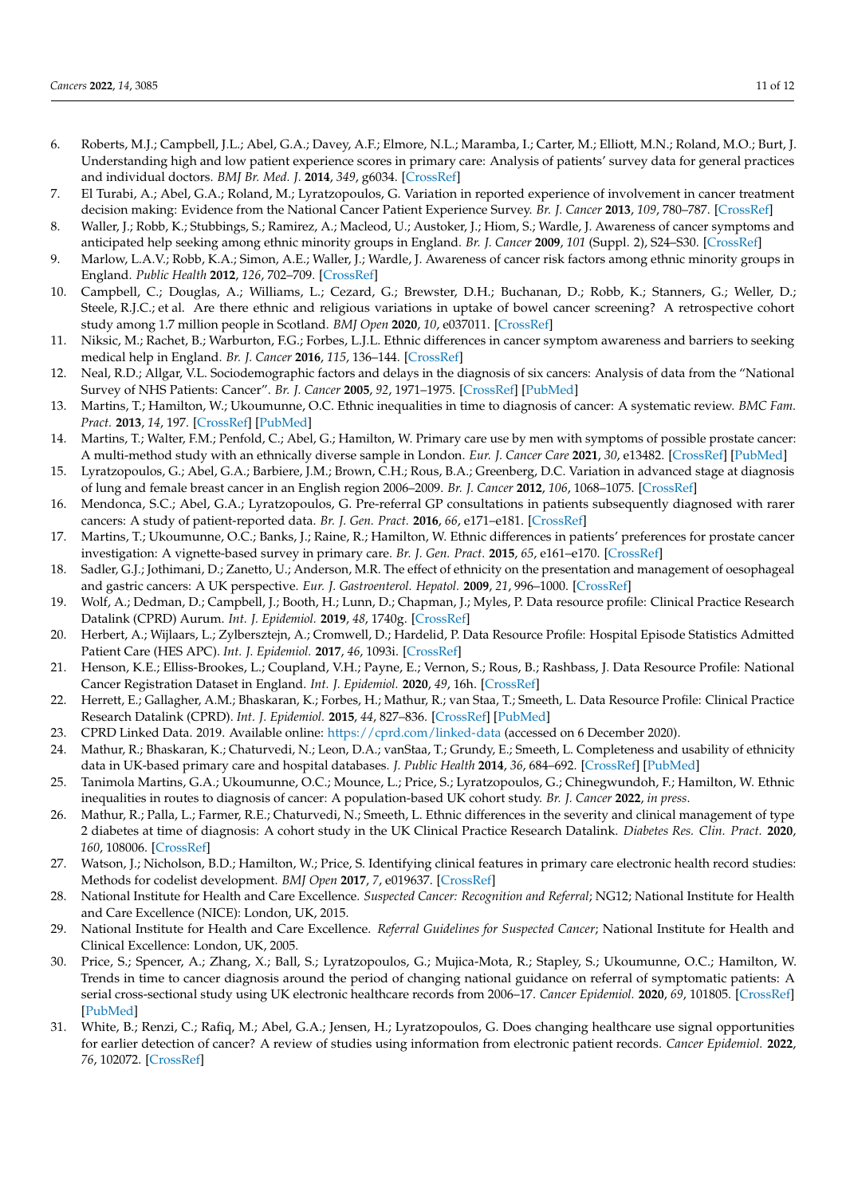6. Roberts, M.J.; Campbell, J.L.; Abel, G.A.; Davey, A.F.; Elmore, N.L.; Maramba, I.; Carter, M.; Elliott, M.N.; Roland, M.O.; Burt, J. Understanding high and low patient experience scores in primary care: Analysis of patients' survey data for general practices and individual doctors. *BMJ Br. Med. J.* **2014**, *349*, g6034. [CrossRef]
7. El Turabi, A.; Abel, G.A.; Roland, M.; Lyratzopoulos, G. Variation in reported experience of involvement in cancer treatment decision making: Evidence from the National Cancer Patient Experience Survey. *Br. J. Cancer* **2013**, *109*, 780–787. [CrossRef]
8. Waller, J.; Robb, K.; Stubbings, S.; Ramirez, A.; Macleod, U.; Austoker, J.; Hiom, S.; Wardle, J. Awareness of cancer symptoms and anticipated help seeking among ethnic minority groups in England. *Br. J. Cancer* **2009**, *101* (Suppl. 2), S24–S30. [CrossRef]
9. Marlow, L.A.V.; Robb, K.A.; Simon, A.E.; Waller, J.; Wardle, J. Awareness of cancer risk factors among ethnic minority groups in England. *Public Health* **2012**, *126*, 702–709. [CrossRef]
10. Campbell, C.; Douglas, A.; Williams, L.; Cezard, G.; Brewster, D.H.; Buchanan, D.; Robb, K.; Stanners, G.; Weller, D.; Steele, R.J.C.; et al. Are there ethnic and religious variations in uptake of bowel cancer screening? A retrospective cohort study among 1.7 million people in Scotland. *BMJ Open* **2020**, *10*, e037011. [CrossRef]
11. Niksic, M.; Rachet, B.; Warburton, F.G.; Forbes, L.J.L. Ethnic differences in cancer symptom awareness and barriers to seeking medical help in England. *Br. J. Cancer* **2016**, *115*, 136–144. [CrossRef]
12. Neal, R.D.; Allgar, V.L. Sociodemographic factors and delays in the diagnosis of six cancers: Analysis of data from the "National Survey of NHS Patients: Cancer". *Br. J. Cancer* **2005**, *92*, 1971–1975. [CrossRef] [PubMed]
13. Martins, T.; Hamilton, W.; Ukoumunne, O.C. Ethnic inequalities in time to diagnosis of cancer: A systematic review. *BMC Fam. Pract.* **2013**, *14*, 197. [CrossRef] [PubMed]
14. Martins, T.; Walter, F.M.; Penfold, C.; Abel, G.; Hamilton, W. Primary care use by men with symptoms of possible prostate cancer: A multi-method study with an ethnically diverse sample in London. *Eur. J. Cancer Care* **2021**, *30*, e13482. [CrossRef] [PubMed]
15. Lyratzopoulos, G.; Abel, G.A.; Barbiere, J.M.; Brown, C.H.; Rous, B.A.; Greenberg, D.C. Variation in advanced stage at diagnosis of lung and female breast cancer in an English region 2006–2009. *Br. J. Cancer* **2012**, *106*, 1068–1075. [CrossRef]
16. Mendonca, S.C.; Abel, G.A.; Lyratzopoulos, G. Pre-referral GP consultations in patients subsequently diagnosed with rarer cancers: A study of patient-reported data. *Br. J. Gen. Pract.* **2016**, *66*, e171–e181. [CrossRef]
17. Martins, T.; Ukoumunne, O.C.; Banks, J.; Raine, R.; Hamilton, W. Ethnic differences in patients' preferences for prostate cancer investigation: A vignette-based survey in primary care. *Br. J. Gen. Pract.* **2015**, *65*, e161–e170. [CrossRef]
18. Sadler, G.J.; Jothimani, D.; Zanetto, U.; Anderson, M.R. The effect of ethnicity on the presentation and management of oesophageal and gastric cancers: A UK perspective. *Eur. J. Gastroenterol. Hepatol.* **2009**, *21*, 996–1000. [CrossRef]
19. Wolf, A.; Dedman, D.; Campbell, J.; Booth, H.; Lunn, D.; Chapman, J.; Myles, P. Data resource profile: Clinical Practice Research Datalink (CPRD) Aurum. *Int. J. Epidemiol.* **2019**, *48*, 1740g. [CrossRef]
20. Herbert, A.; Wijlaars, L.; Zylbersztejn, A.; Cromwell, D.; Hardelid, P. Data Resource Profile: Hospital Episode Statistics Admitted Patient Care (HES APC). *Int. J. Epidemiol.* **2017**, *46*, 1093i. [CrossRef]
21. Henson, K.E.; Elliss-Brookes, L.; Coupland, V.H.; Payne, E.; Vernon, S.; Rous, B.; Rashbass, J. Data Resource Profile: National Cancer Registration Dataset in England. *Int. J. Epidemiol.* **2020**, *49*, 16h. [CrossRef]
22. Herrett, E.; Gallagher, A.M.; Bhaskaran, K.; Forbes, H.; Mathur, R.; van Staa, T.; Smeeth, L. Data Resource Profile: Clinical Practice Research Datalink (CPRD). *Int. J. Epidemiol.* **2015**, *44*, 827–836. [CrossRef] [PubMed]
23. CPRD Linked Data. 2019. Available online: https://cprd.com/linked-data (accessed on 6 December 2020).
24. Mathur, R.; Bhaskaran, K.; Chaturvedi, N.; Leon, D.A.; vanStaa, T.; Grundy, E.; Smeeth, L. Completeness and usability of ethnicity data in UK-based primary care and hospital databases. *J. Public Health* **2014**, *36*, 684–692. [CrossRef] [PubMed]
25. Tanimola Martins, G.A.; Ukoumunne, O.C.; Mounce, L.; Price, S.; Lyratzopoulos, G.; Chinegwundoh, F.; Hamilton, W. Ethnic inequalities in routes to diagnosis of cancer: A population-based UK cohort study. *Br. J. Cancer* **2022**, *in press*.
26. Mathur, R.; Palla, L.; Farmer, R.E.; Chaturvedi, N.; Smeeth, L. Ethnic differences in the severity and clinical management of type 2 diabetes at time of diagnosis: A cohort study in the UK Clinical Practice Research Datalink. *Diabetes Res. Clin. Pract.* **2020**, *160*, 108006. [CrossRef]
27. Watson, J.; Nicholson, B.D.; Hamilton, W.; Price, S. Identifying clinical features in primary care electronic health record studies: Methods for codelist development. *BMJ Open* **2017**, *7*, e019637. [CrossRef]
28. National Institute for Health and Care Excellence. *Suspected Cancer: Recognition and Referral*; NG12; National Institute for Health and Care Excellence (NICE): London, UK, 2015.
29. National Institute for Health and Care Excellence. *Referral Guidelines for Suspected Cancer*; National Institute for Health and Clinical Excellence: London, UK, 2005.
30. Price, S.; Spencer, A.; Zhang, X.; Ball, S.; Lyratzopoulos, G.; Mujica-Mota, R.; Stapley, S.; Ukoumunne, O.C.; Hamilton, W. Trends in time to cancer diagnosis around the period of changing national guidance on referral of symptomatic patients: A serial cross-sectional study using UK electronic healthcare records from 2006–17. *Cancer Epidemiol.* **2020**, *69*, 101805. [CrossRef] [PubMed]
31. White, B.; Renzi, C.; Rafiq, M.; Abel, G.A.; Jensen, H.; Lyratzopoulos, G. Does changing healthcare use signal opportunities for earlier detection of cancer? A review of studies using information from electronic patient records. *Cancer Epidemiol.* **2022**, *76*, 102072. [CrossRef]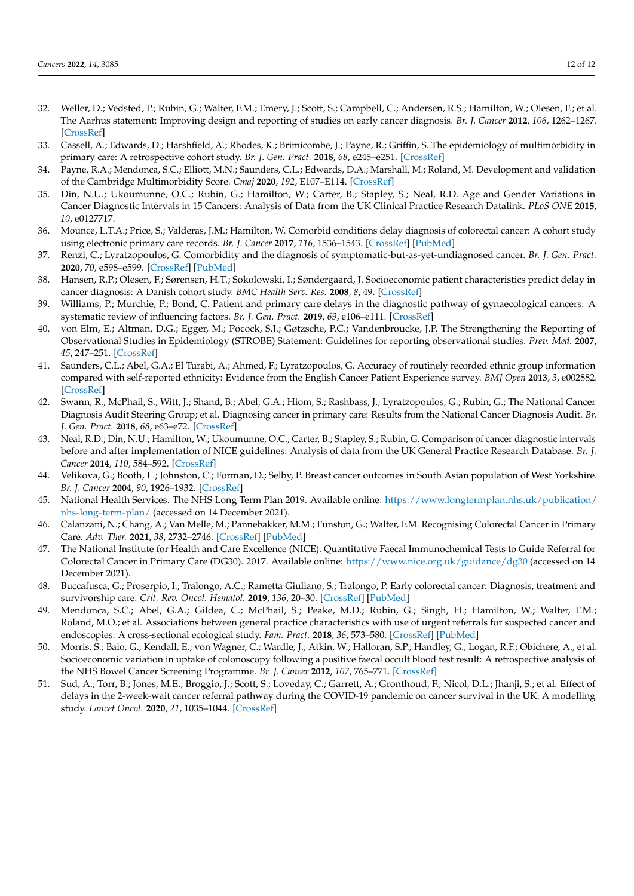32. Weller, D.; Vedsted, P.; Rubin, G.; Walter, F.M.; Emery, J.; Scott, S.; Campbell, C.; Andersen, R.S.; Hamilton, W.; Olesen, F.; et al. The Aarhus statement: Improving design and reporting of studies on early cancer diagnosis. *Br. J. Cancer* **2012**, *106*, 1262–1267. [CrossRef]
33. Cassell, A.; Edwards, D.; Harshfield, A.; Rhodes, K.; Brimicombe, J.; Payne, R.; Griffin, S. The epidemiology of multimorbidity in primary care: A retrospective cohort study. *Br. J. Gen. Pract.* **2018**, *68*, e245–e251. [CrossRef]
34. Payne, R.A.; Mendonca, S.C.; Elliott, M.N.; Saunders, C.L.; Edwards, D.A.; Marshall, M.; Roland, M. Development and validation of the Cambridge Multimorbidity Score. *Cmaj* **2020**, *192*, E107–E114. [CrossRef]
35. Din, N.U.; Ukoumunne, O.C.; Rubin, G.; Hamilton, W.; Carter, B.; Stapley, S.; Neal, R.D. Age and Gender Variations in Cancer Diagnostic Intervals in 15 Cancers: Analysis of Data from the UK Clinical Practice Research Datalink. *PLoS ONE* **2015**, *10*, e0127717.
36. Mounce, L.T.A.; Price, S.; Valderas, J.M.; Hamilton, W. Comorbid conditions delay diagnosis of colorectal cancer: A cohort study using electronic primary care records. *Br. J. Cancer* **2017**, *116*, 1536–1543. [CrossRef] [PubMed]
37. Renzi, C.; Lyratzopoulos, G. Comorbidity and the diagnosis of symptomatic-but-as-yet-undiagnosed cancer. *Br. J. Gen. Pract.* **2020**, *70*, e598–e599. [CrossRef] [PubMed]
38. Hansen, R.P.; Olesen, F.; Sørensen, H.T.; Sokolowski, I.; Søndergaard, J. Socioeconomic patient characteristics predict delay in cancer diagnosis: A Danish cohort study. *BMC Health Serv. Res.* **2008**, *8*, 49. [CrossRef]
39. Williams, P.; Murchie, P.; Bond, C. Patient and primary care delays in the diagnostic pathway of gynaecological cancers: A systematic review of influencing factors. *Br. J. Gen. Pract.* **2019**, *69*, e106–e111. [CrossRef]
40. von Elm, E.; Altman, D.G.; Egger, M.; Pocock, S.J.; Gøtzsche, P.C.; Vandenbroucke, J.P. The Strengthening the Reporting of Observational Studies in Epidemiology (STROBE) Statement: Guidelines for reporting observational studies. *Prev. Med.* **2007**, *45*, 247–251. [CrossRef]
41. Saunders, C.L.; Abel, G.A.; El Turabi, A.; Ahmed, F.; Lyratzopoulos, G. Accuracy of routinely recorded ethnic group information compared with self-reported ethnicity: Evidence from the English Cancer Patient Experience survey. *BMJ Open* **2013**, *3*, e002882. [CrossRef]
42. Swann, R.; McPhail, S.; Witt, J.; Shand, B.; Abel, G.A.; Hiom, S.; Rashbass, J.; Lyratzopoulos, G.; Rubin, G.; The National Cancer Diagnosis Audit Steering Group; et al. Diagnosing cancer in primary care: Results from the National Cancer Diagnosis Audit. *Br. J. Gen. Pract.* **2018**, *68*, e63–e72. [CrossRef]
43. Neal, R.D.; Din, N.U.; Hamilton, W.; Ukoumunne, O.C.; Carter, B.; Stapley, S.; Rubin, G. Comparison of cancer diagnostic intervals before and after implementation of NICE guidelines: Analysis of data from the UK General Practice Research Database. *Br. J. Cancer* **2014**, *110*, 584–592. [CrossRef]
44. Velikova, G.; Booth, L.; Johnston, C.; Forman, D.; Selby, P. Breast cancer outcomes in South Asian population of West Yorkshire. *Br. J. Cancer* **2004**, *90*, 1926–1932. [CrossRef]
45. National Health Services. The NHS Long Term Plan 2019. Available online: https://www.longtermplan.nhs.uk/publication/nhs-long-term-plan/ (accessed on 14 December 2021).
46. Calanzani, N.; Chang, A.; Van Melle, M.; Pannebakker, M.M.; Funston, G.; Walter, F.M. Recognising Colorectal Cancer in Primary Care. *Adv. Ther.* **2021**, *38*, 2732–2746. [CrossRef] [PubMed]
47. The National Institute for Health and Care Excellence (NICE). Quantitative Faecal Immunochemical Tests to Guide Referral for Colorectal Cancer in Primary Care (DG30). 2017. Available online: https://www.nice.org.uk/guidance/dg30 (accessed on 14 December 2021).
48. Buccafusca, G.; Proserpio, I.; Tralongo, A.C.; Rametta Giuliano, S.; Tralongo, P. Early colorectal cancer: Diagnosis, treatment and survivorship care. *Crit. Rev. Oncol. Hematol.* **2019**, *136*, 20–30. [CrossRef] [PubMed]
49. Mendonca, S.C.; Abel, G.A.; Gildea, C.; McPhail, S.; Peake, M.D.; Rubin, G.; Singh, H.; Hamilton, W.; Walter, F.M.; Roland, M.O.; et al. Associations between general practice characteristics with use of urgent referrals for suspected cancer and endoscopies: A cross-sectional ecological study. *Fam. Pract.* **2018**, *36*, 573–580. [CrossRef] [PubMed]
50. Morris, S.; Baio, G.; Kendall, E.; von Wagner, C.; Wardle, J.; Atkin, W.; Halloran, S.P.; Handley, G.; Logan, R.F.; Obichere, A.; et al. Socioeconomic variation in uptake of colonoscopy following a positive faecal occult blood test result: A retrospective analysis of the NHS Bowel Cancer Screening Programme. *Br. J. Cancer* **2012**, *107*, 765–771. [CrossRef]
51. Sud, A.; Torr, B.; Jones, M.E.; Broggio, J.; Scott, S.; Loveday, C.; Garrett, A.; Gronthoud, F.; Nicol, D.L.; Jhanji, S.; et al. Effect of delays in the 2-week-wait cancer referral pathway during the COVID-19 pandemic on cancer survival in the UK: A modelling study. *Lancet Oncol.* **2020**, *21*, 1035–1044. [CrossRef]